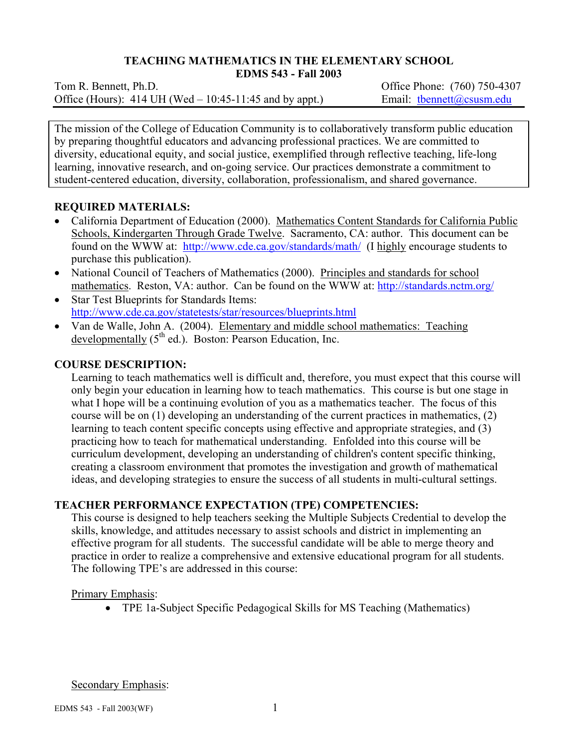# TEACHING MATHEMATICS IN THE ELEMENTARY SCHOOL
## EDMS 543 - Fall 2003

Tom R. Bennett, Ph.D. — Office Phone: (760) 750-4307

Office (Hours): 414 UH (Wed – 10:45-11:45 and by appt.) — Email: tbennett@csusm.edu

> The mission of the College of Education Community is to collaboratively transform public education by preparing thoughtful educators and advancing professional practices. We are committed to diversity, educational equity, and social justice, exemplified through reflective teaching, life-long learning, innovative research, and on-going service. Our practices demonstrate a commitment to student-centered education, diversity, collaboration, professionalism, and shared governance.

### REQUIRED MATERIALS:

- California Department of Education (2000). Mathematics Content Standards for California Public Schools, Kindergarten Through Grade Twelve. Sacramento, CA: author. This document can be found on the WWW at: http://www.cde.ca.gov/standards/math/ (I highly encourage students to purchase this publication).
- National Council of Teachers of Mathematics (2000). Principles and standards for school mathematics. Reston, VA: author. Can be found on the WWW at: http://standards.nctm.org/
- Star Test Blueprints for Standards Items: http://www.cde.ca.gov/statetests/star/resources/blueprints.html
- Van de Walle, John A. (2004). Elementary and middle school mathematics: Teaching developmentally (5th ed.). Boston: Pearson Education, Inc.

### COURSE DESCRIPTION:

Learning to teach mathematics well is difficult and, therefore, you must expect that this course will only begin your education in learning how to teach mathematics. This course is but one stage in what I hope will be a continuing evolution of you as a mathematics teacher. The focus of this course will be on (1) developing an understanding of the current practices in mathematics, (2) learning to teach content specific concepts using effective and appropriate strategies, and (3) practicing how to teach for mathematical understanding. Enfolded into this course will be curriculum development, developing an understanding of children's content specific thinking, creating a classroom environment that promotes the investigation and growth of mathematical ideas, and developing strategies to ensure the success of all students in multi-cultural settings.

### TEACHER PERFORMANCE EXPECTATION (TPE) COMPETENCIES:

This course is designed to help teachers seeking the Multiple Subjects Credential to develop the skills, knowledge, and attitudes necessary to assist schools and district in implementing an effective program for all students. The successful candidate will be able to merge theory and practice in order to realize a comprehensive and extensive educational program for all students. The following TPE's are addressed in this course:

Primary Emphasis:

- TPE 1a-Subject Specific Pedagogical Skills for MS Teaching (Mathematics)

Secondary Emphasis: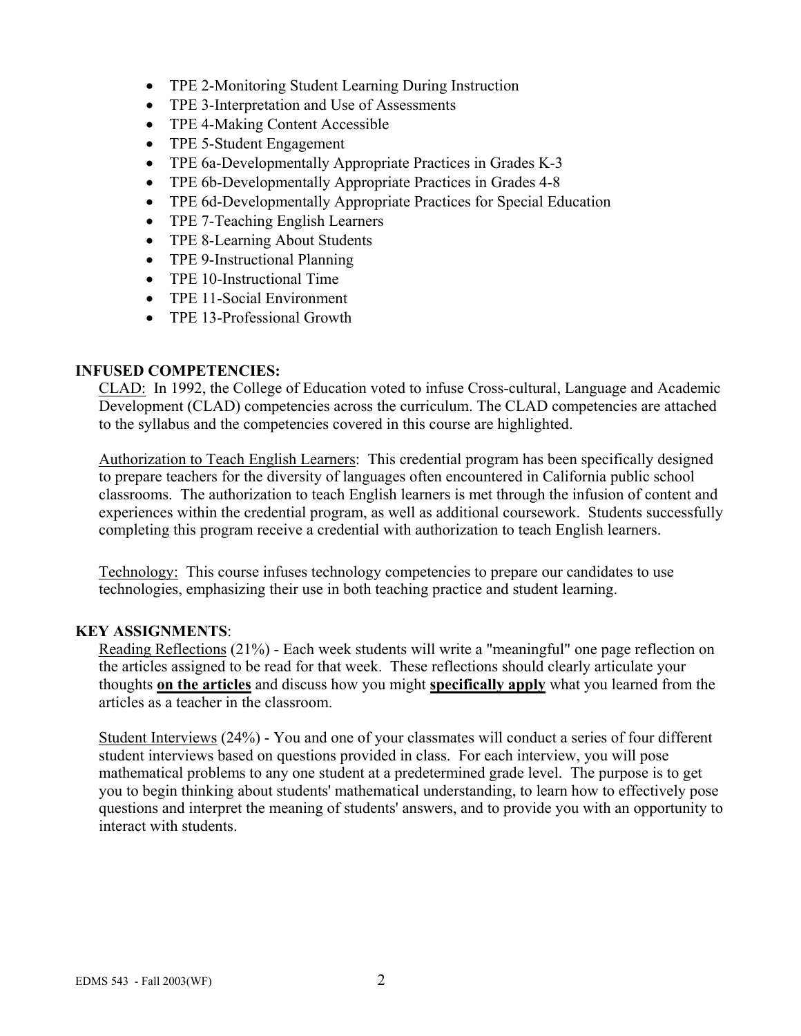- TPE 2-Monitoring Student Learning During Instruction
- TPE 3-Interpretation and Use of Assessments
- TPE 4-Making Content Accessible
- TPE 5-Student Engagement
- TPE 6a-Developmentally Appropriate Practices in Grades K-3
- TPE 6b-Developmentally Appropriate Practices in Grades 4-8
- TPE 6d-Developmentally Appropriate Practices for Special Education
- TPE 7-Teaching English Learners
- TPE 8-Learning About Students
- TPE 9-Instructional Planning
- TPE 10-Instructional Time
- TPE 11-Social Environment
- TPE 13-Professional Growth

**INFUSED COMPETENCIES:**

<u>CLAD:</u> In 1992, the College of Education voted to infuse Cross-cultural, Language and Academic Development (CLAD) competencies across the curriculum. The CLAD competencies are attached to the syllabus and the competencies covered in this course are highlighted.

<u>Authorization to Teach English Learners</u>: This credential program has been specifically designed to prepare teachers for the diversity of languages often encountered in California public school classrooms. The authorization to teach English learners is met through the infusion of content and experiences within the credential program, as well as additional coursework. Students successfully completing this program receive a credential with authorization to teach English learners.

<u>Technology:</u> This course infuses technology competencies to prepare our candidates to use technologies, emphasizing their use in both teaching practice and student learning.

**KEY ASSIGNMENTS**:

<u>Reading Reflections</u> (21%) - Each week students will write a "meaningful" one page reflection on the articles assigned to be read for that week. These reflections should clearly articulate your thoughts **<u>on the articles</u>** and discuss how you might **<u>specifically apply</u>** what you learned from the articles as a teacher in the classroom.

<u>Student Interviews</u> (24%) - You and one of your classmates will conduct a series of four different student interviews based on questions provided in class. For each interview, you will pose mathematical problems to any one student at a predetermined grade level. The purpose is to get you to begin thinking about students' mathematical understanding, to learn how to effectively pose questions and interpret the meaning of students' answers, and to provide you with an opportunity to interact with students.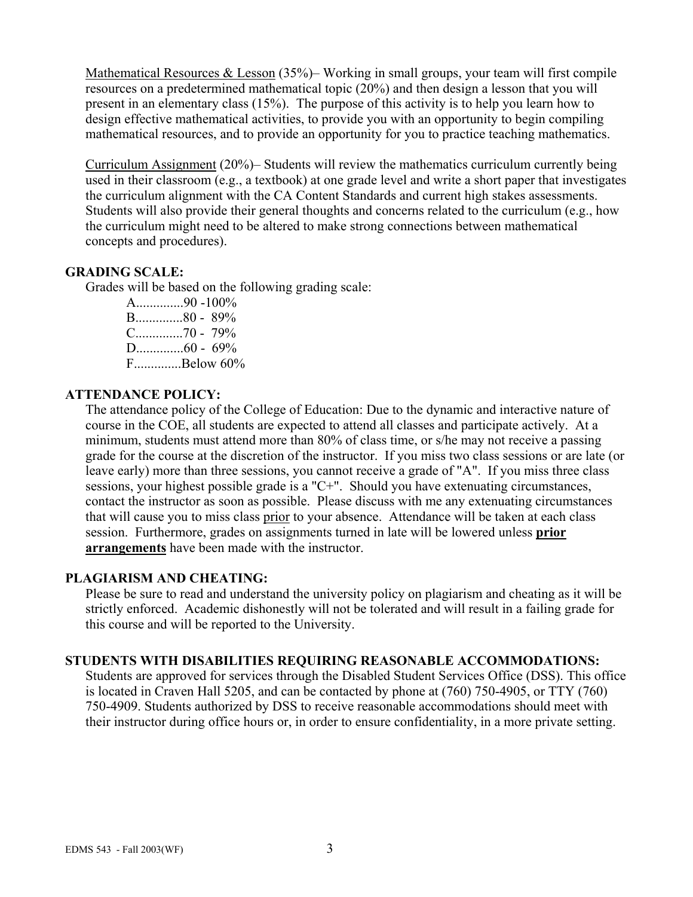Mathematical Resources & Lesson (35%)– Working in small groups, your team will first compile resources on a predetermined mathematical topic (20%) and then design a lesson that you will present in an elementary class (15%). The purpose of this activity is to help you learn how to design effective mathematical activities, to provide you with an opportunity to begin compiling mathematical resources, and to provide an opportunity for you to practice teaching mathematics.

Curriculum Assignment (20%)– Students will review the mathematics curriculum currently being used in their classroom (e.g., a textbook) at one grade level and write a short paper that investigates the curriculum alignment with the CA Content Standards and current high stakes assessments. Students will also provide their general thoughts and concerns related to the curriculum (e.g., how the curriculum might need to be altered to make strong connections between mathematical concepts and procedures).

## GRADING SCALE:

Grades will be based on the following grading scale:

A..............90 -100%
B..............80 - 89%
C..............70 - 79%
D..............60 - 69%
F..............Below 60%

## ATTENDANCE POLICY:

The attendance policy of the College of Education: Due to the dynamic and interactive nature of course in the COE, all students are expected to attend all classes and participate actively. At a minimum, students must attend more than 80% of class time, or s/he may not receive a passing grade for the course at the discretion of the instructor. If you miss two class sessions or are late (or leave early) more than three sessions, you cannot receive a grade of "A". If you miss three class sessions, your highest possible grade is a "C+". Should you have extenuating circumstances, contact the instructor as soon as possible. Please discuss with me any extenuating circumstances that will cause you to miss class prior to your absence. Attendance will be taken at each class session. Furthermore, grades on assignments turned in late will be lowered unless **prior arrangements** have been made with the instructor.

## PLAGIARISM AND CHEATING:

Please be sure to read and understand the university policy on plagiarism and cheating as it will be strictly enforced. Academic dishonestly will not be tolerated and will result in a failing grade for this course and will be reported to the University.

## STUDENTS WITH DISABILITIES REQUIRING REASONABLE ACCOMMODATIONS:

Students are approved for services through the Disabled Student Services Office (DSS). This office is located in Craven Hall 5205, and can be contacted by phone at (760) 750-4905, or TTY (760) 750-4909. Students authorized by DSS to receive reasonable accommodations should meet with their instructor during office hours or, in order to ensure confidentiality, in a more private setting.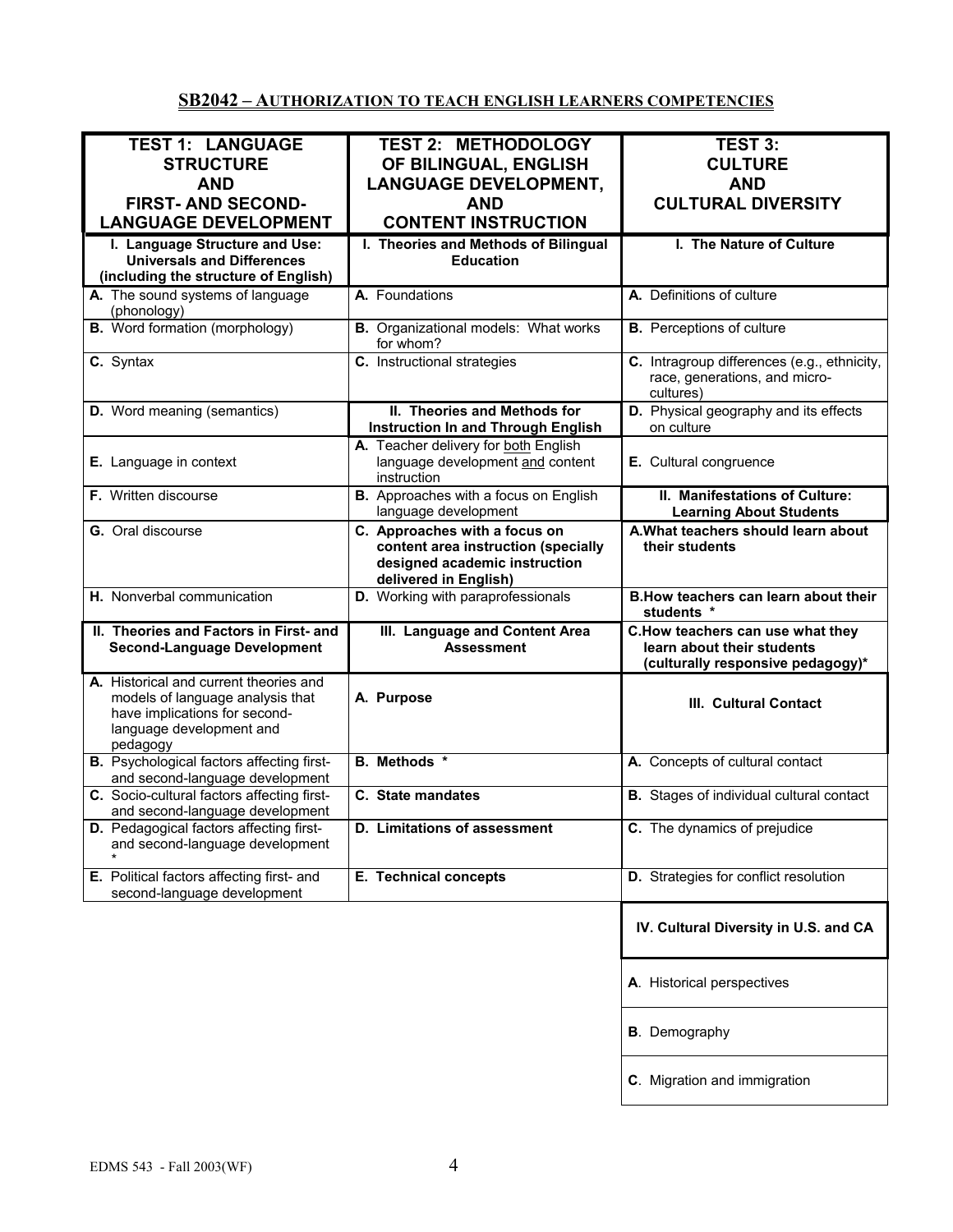## SB2042 – AUTHORIZATION TO TEACH ENGLISH LEARNERS COMPETENCIES

| TEST 1: LANGUAGE STRUCTURE AND FIRST- AND SECOND-LANGUAGE DEVELOPMENT | TEST 2: METHODOLOGY OF BILINGUAL, ENGLISH LANGUAGE DEVELOPMENT, AND CONTENT INSTRUCTION | TEST 3: CULTURE AND CULTURAL DIVERSITY |
|---|---|---|
| **I. Language Structure and Use: Universals and Differences (including the structure of English)** | **I. Theories and Methods of Bilingual Education** | **I. The Nature of Culture** |
| **A.** The sound systems of language (phonology) | **A.** Foundations | **A.** Definitions of culture |
| **B.** Word formation (morphology) | **B.** Organizational models: What works for whom? | **B.** Perceptions of culture |
| **C.** Syntax | **C.** Instructional strategies | **C.** Intragroup differences (e.g., ethnicity, race, generations, and micro-cultures) |
| **D.** Word meaning (semantics) | **II. Theories and Methods for Instruction In and Through English** | **D.** Physical geography and its effects on culture |
| **E.** Language in context | **A.** Teacher delivery for both English language development and content instruction | **E.** Cultural congruence |
| **F.** Written discourse | **B.** Approaches with a focus on English language development | **II. Manifestations of Culture: Learning About Students** |
| **G.** Oral discourse | **C. Approaches with a focus on content area instruction (specially designed academic instruction delivered in English)** | **A.What teachers should learn about their students** |
| **H.** Nonverbal communication | **D.** Working with paraprofessionals | **B.How teachers can learn about their students \*** |
| **II. Theories and Factors in First- and Second-Language Development** | **III. Language and Content Area Assessment** | **C.How teachers can use what they learn about their students (culturally responsive pedagogy)\*** |
| **A.** Historical and current theories and models of language analysis that have implications for second-language development and pedagogy | **A. Purpose** | **III. Cultural Contact** |
| **B.** Psychological factors affecting first- and second-language development | **B. Methods \*** | **A.** Concepts of cultural contact |
| **C.** Socio-cultural factors affecting first- and second-language development | **C. State mandates** | **B.** Stages of individual cultural contact |
| **D.** Pedagogical factors affecting first- and second-language development \* | **D. Limitations of assessment** | **C.** The dynamics of prejudice |
| **E.** Political factors affecting first- and second-language development | **E. Technical concepts** | **D.** Strategies for conflict resolution |
| | | **IV. Cultural Diversity in U.S. and CA** |
| | | **A**. Historical perspectives |
| | | **B**. Demography |
| | | **C**. Migration and immigration |

EDMS 543 - Fall 2003(WF)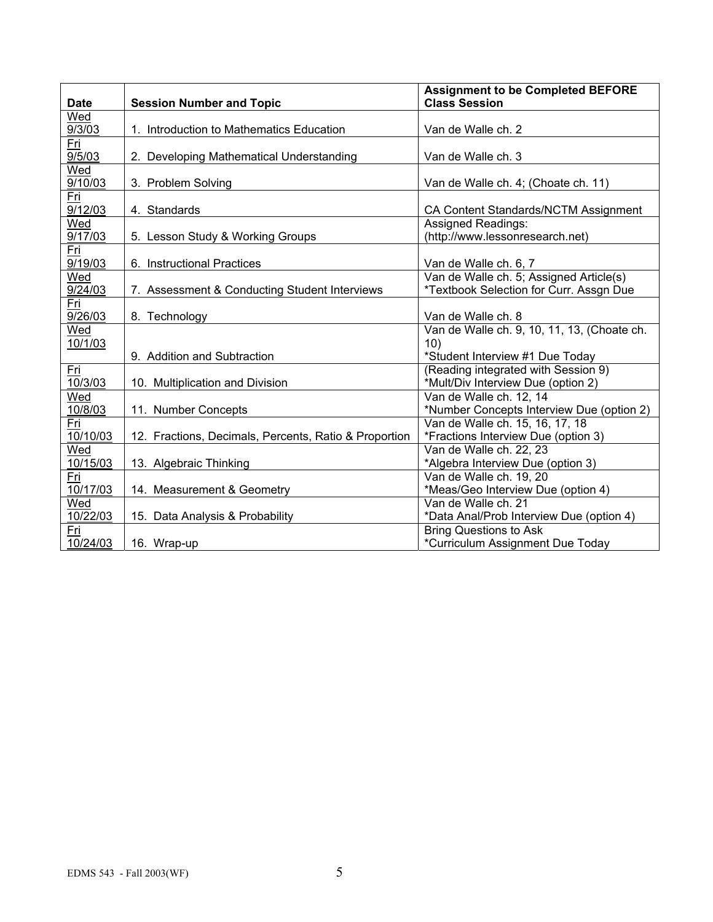| Date | Session Number and Topic | Assignment to be Completed BEFORE Class Session |
|---|---|---|
| Wed 9/3/03 | 1. Introduction to Mathematics Education | Van de Walle ch. 2 |
| Fri 9/5/03 | 2. Developing Mathematical Understanding | Van de Walle ch. 3 |
| Wed 9/10/03 | 3. Problem Solving | Van de Walle ch. 4; (Choate ch. 11) |
| Fri 9/12/03 | 4. Standards | CA Content Standards/NCTM Assignment |
| Wed 9/17/03 | 5. Lesson Study & Working Groups | Assigned Readings: (http://www.lessonresearch.net) |
| Fri 9/19/03 | 6. Instructional Practices | Van de Walle ch. 6, 7 |
| Wed 9/24/03 | 7. Assessment & Conducting Student Interviews | Van de Walle ch. 5; Assigned Article(s) *Textbook Selection for Curr. Assgn Due |
| Fri 9/26/03 | 8. Technology | Van de Walle ch. 8 |
| Wed 10/1/03 | 9. Addition and Subtraction | Van de Walle ch. 9, 10, 11, 13, (Choate ch. 10) *Student Interview #1 Due Today |
| Fri 10/3/03 | 10. Multiplication and Division | (Reading integrated with Session 9) *Mult/Div Interview Due (option 2) |
| Wed 10/8/03 | 11. Number Concepts | Van de Walle ch. 12, 14 *Number Concepts Interview Due (option 2) |
| Fri 10/10/03 | 12. Fractions, Decimals, Percents, Ratio & Proportion | Van de Walle ch. 15, 16, 17, 18 *Fractions Interview Due (option 3) |
| Wed 10/15/03 | 13. Algebraic Thinking | Van de Walle ch. 22, 23 *Algebra Interview Due (option 3) |
| Fri 10/17/03 | 14. Measurement & Geometry | Van de Walle ch. 19, 20 *Meas/Geo Interview Due (option 4) |
| Wed 10/22/03 | 15. Data Analysis & Probability | Van de Walle ch. 21 *Data Anal/Prob Interview Due (option 4) |
| Fri 10/24/03 | 16. Wrap-up | Bring Questions to Ask *Curriculum Assignment Due Today |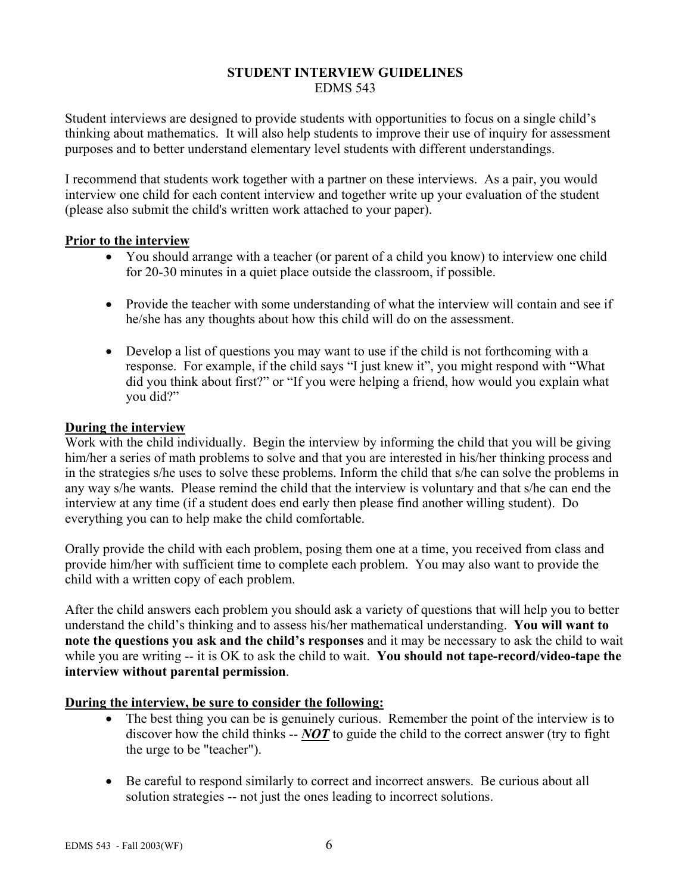# STUDENT INTERVIEW GUIDELINES
EDMS 543

Student interviews are designed to provide students with opportunities to focus on a single child's thinking about mathematics. It will also help students to improve their use of inquiry for assessment purposes and to better understand elementary level students with different understandings.

I recommend that students work together with a partner on these interviews. As a pair, you would interview one child for each content interview and together write up your evaluation of the student (please also submit the child's written work attached to your paper).

## Prior to the interview

- You should arrange with a teacher (or parent of a child you know) to interview one child for 20-30 minutes in a quiet place outside the classroom, if possible.
- Provide the teacher with some understanding of what the interview will contain and see if he/she has any thoughts about how this child will do on the assessment.
- Develop a list of questions you may want to use if the child is not forthcoming with a response. For example, if the child says "I just knew it", you might respond with "What did you think about first?" or "If you were helping a friend, how would you explain what you did?"

## During the interview

Work with the child individually. Begin the interview by informing the child that you will be giving him/her a series of math problems to solve and that you are interested in his/her thinking process and in the strategies s/he uses to solve these problems. Inform the child that s/he can solve the problems in any way s/he wants. Please remind the child that the interview is voluntary and that s/he can end the interview at any time (if a student does end early then please find another willing student). Do everything you can to help make the child comfortable.

Orally provide the child with each problem, posing them one at a time, you received from class and provide him/her with sufficient time to complete each problem. You may also want to provide the child with a written copy of each problem.

After the child answers each problem you should ask a variety of questions that will help you to better understand the child's thinking and to assess his/her mathematical understanding. **You will want to note the questions you ask and the child's responses** and it may be necessary to ask the child to wait while you are writing -- it is OK to ask the child to wait. **You should not tape-record/video-tape the interview without parental permission**.

## During the interview, be sure to consider the following:

- The best thing you can be is genuinely curious. Remember the point of the interview is to discover how the child thinks -- ***NOT*** to guide the child to the correct answer (try to fight the urge to be "teacher").
- Be careful to respond similarly to correct and incorrect answers. Be curious about all solution strategies -- not just the ones leading to incorrect solutions.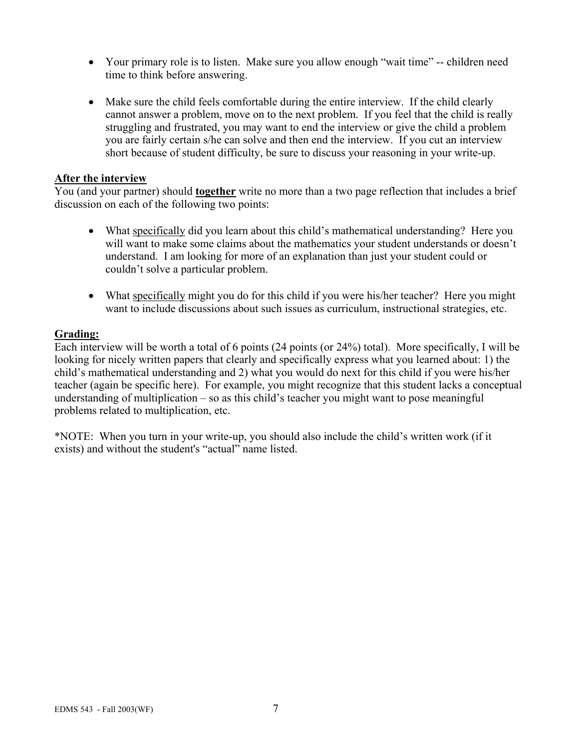- Your primary role is to listen. Make sure you allow enough "wait time" -- children need time to think before answering.

- Make sure the child feels comfortable during the entire interview. If the child clearly cannot answer a problem, move on to the next problem. If you feel that the child is really struggling and frustrated, you may want to end the interview or give the child a problem you are fairly certain s/he can solve and then end the interview. If you cut an interview short because of student difficulty, be sure to discuss your reasoning in your write-up.

**After the interview**

You (and your partner) should **together** write no more than a two page reflection that includes a brief discussion on each of the following two points:

- What specifically did you learn about this child's mathematical understanding? Here you will want to make some claims about the mathematics your student understands or doesn't understand. I am looking for more of an explanation than just your student could or couldn't solve a particular problem.

- What specifically might you do for this child if you were his/her teacher? Here you might want to include discussions about such issues as curriculum, instructional strategies, etc.

**Grading:**

Each interview will be worth a total of 6 points (24 points (or 24%) total). More specifically, I will be looking for nicely written papers that clearly and specifically express what you learned about: 1) the child's mathematical understanding and 2) what you would do next for this child if you were his/her teacher (again be specific here). For example, you might recognize that this student lacks a conceptual understanding of multiplication – so as this child's teacher you might want to pose meaningful problems related to multiplication, etc.

*NOTE: When you turn in your write-up, you should also include the child's written work (if it exists) and without the student's "actual" name listed.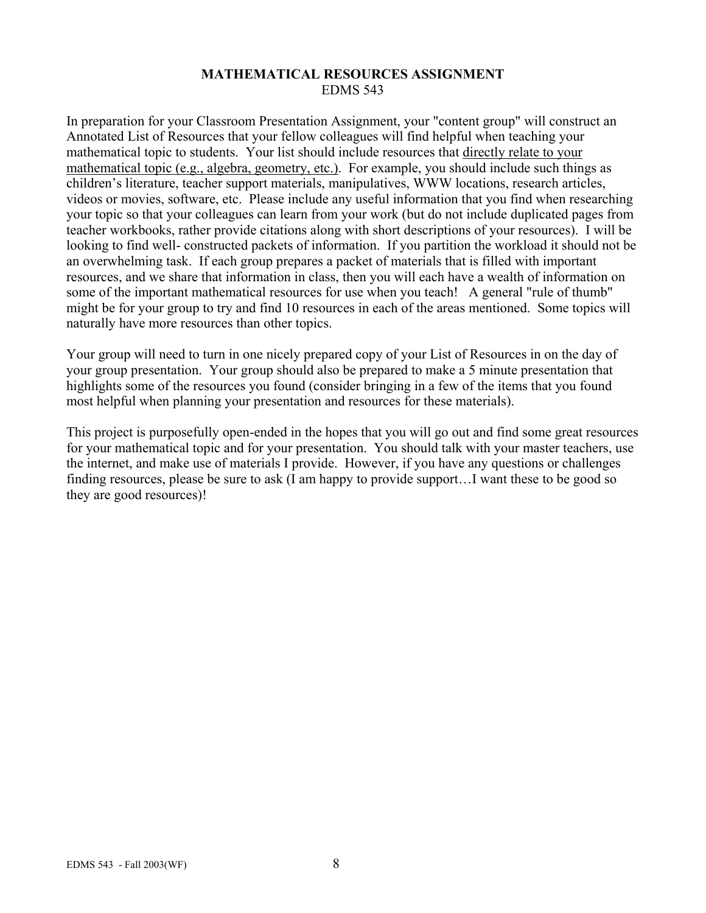**MATHEMATICAL RESOURCES ASSIGNMENT**

EDMS 543

In preparation for your Classroom Presentation Assignment, your "content group" will construct an Annotated List of Resources that your fellow colleagues will find helpful when teaching your mathematical topic to students. Your list should include resources that <u>directly relate to your mathematical topic (e.g., algebra, geometry, etc.)</u>. For example, you should include such things as children's literature, teacher support materials, manipulatives, WWW locations, research articles, videos or movies, software, etc. Please include any useful information that you find when researching your topic so that your colleagues can learn from your work (but do not include duplicated pages from teacher workbooks, rather provide citations along with short descriptions of your resources). I will be looking to find well- constructed packets of information. If you partition the workload it should not be an overwhelming task. If each group prepares a packet of materials that is filled with important resources, and we share that information in class, then you will each have a wealth of information on some of the important mathematical resources for use when you teach! A general "rule of thumb" might be for your group to try and find 10 resources in each of the areas mentioned. Some topics will naturally have more resources than other topics.

Your group will need to turn in one nicely prepared copy of your List of Resources in on the day of your group presentation. Your group should also be prepared to make a 5 minute presentation that highlights some of the resources you found (consider bringing in a few of the items that you found most helpful when planning your presentation and resources for these materials).

This project is purposefully open-ended in the hopes that you will go out and find some great resources for your mathematical topic and for your presentation. You should talk with your master teachers, use the internet, and make use of materials I provide. However, if you have any questions or challenges finding resources, please be sure to ask (I am happy to provide support…I want these to be good so they are good resources)!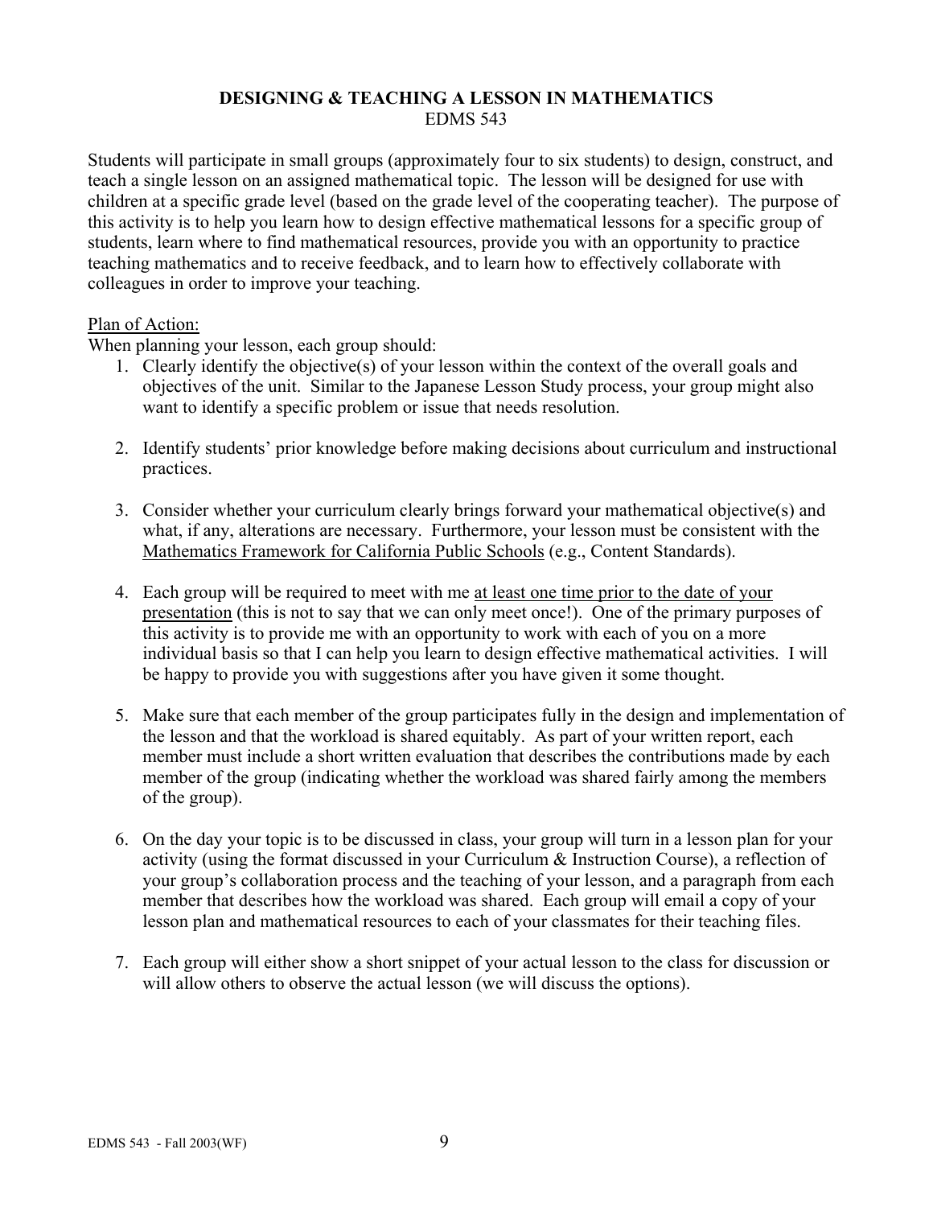# DESIGNING & TEACHING A LESSON IN MATHEMATICS

EDMS 543

Students will participate in small groups (approximately four to six students) to design, construct, and teach a single lesson on an assigned mathematical topic. The lesson will be designed for use with children at a specific grade level (based on the grade level of the cooperating teacher). The purpose of this activity is to help you learn how to design effective mathematical lessons for a specific group of students, learn where to find mathematical resources, provide you with an opportunity to practice teaching mathematics and to receive feedback, and to learn how to effectively collaborate with colleagues in order to improve your teaching.

Plan of Action:

When planning your lesson, each group should:

1. Clearly identify the objective(s) of your lesson within the context of the overall goals and objectives of the unit. Similar to the Japanese Lesson Study process, your group might also want to identify a specific problem or issue that needs resolution.

2. Identify students' prior knowledge before making decisions about curriculum and instructional practices.

3. Consider whether your curriculum clearly brings forward your mathematical objective(s) and what, if any, alterations are necessary. Furthermore, your lesson must be consistent with the Mathematics Framework for California Public Schools (e.g., Content Standards).

4. Each group will be required to meet with me at least one time prior to the date of your presentation (this is not to say that we can only meet once!). One of the primary purposes of this activity is to provide me with an opportunity to work with each of you on a more individual basis so that I can help you learn to design effective mathematical activities. I will be happy to provide you with suggestions after you have given it some thought.

5. Make sure that each member of the group participates fully in the design and implementation of the lesson and that the workload is shared equitably. As part of your written report, each member must include a short written evaluation that describes the contributions made by each member of the group (indicating whether the workload was shared fairly among the members of the group).

6. On the day your topic is to be discussed in class, your group will turn in a lesson plan for your activity (using the format discussed in your Curriculum & Instruction Course), a reflection of your group's collaboration process and the teaching of your lesson, and a paragraph from each member that describes how the workload was shared. Each group will email a copy of your lesson plan and mathematical resources to each of your classmates for their teaching files.

7. Each group will either show a short snippet of your actual lesson to the class for discussion or will allow others to observe the actual lesson (we will discuss the options).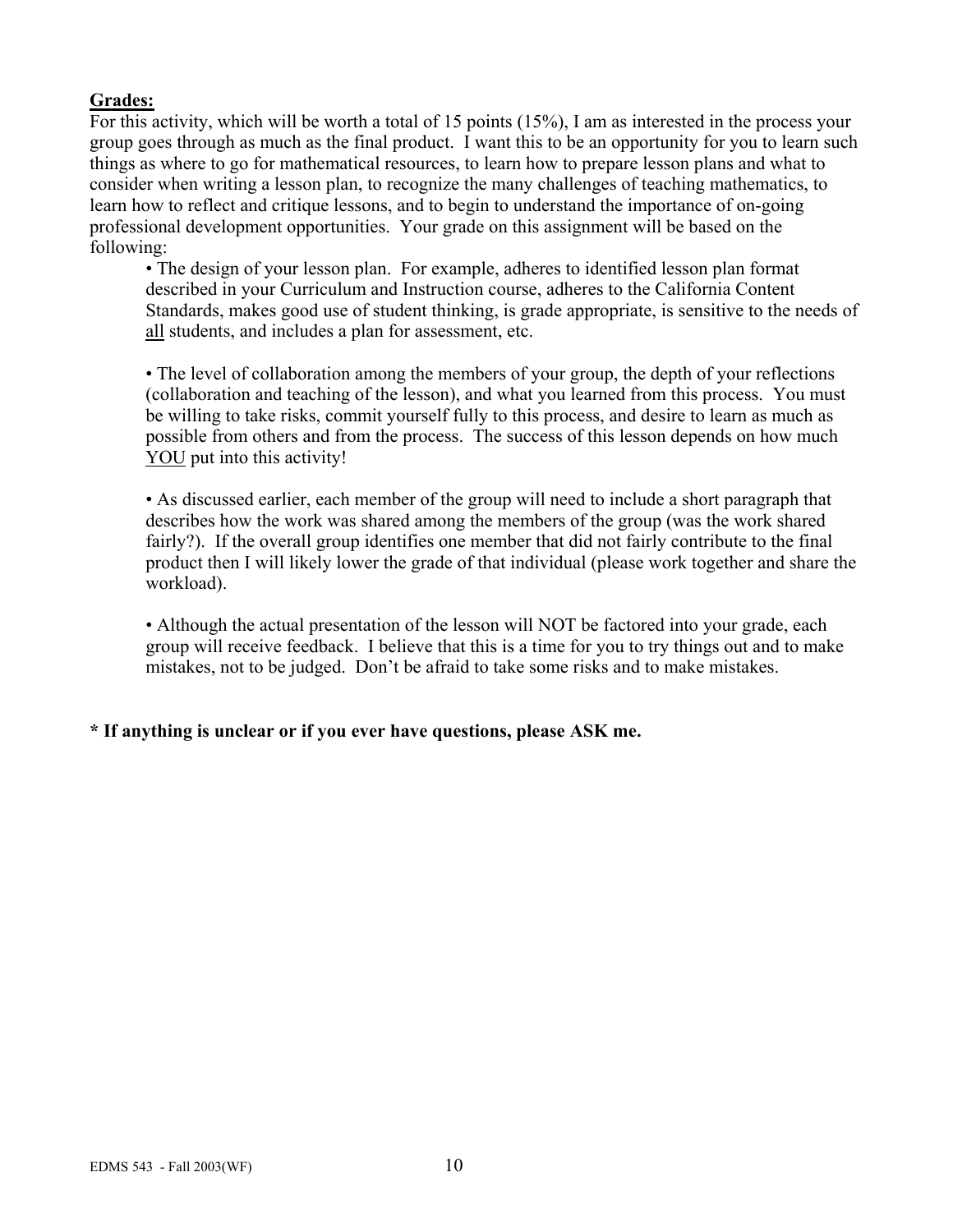## Grades:

For this activity, which will be worth a total of 15 points (15%), I am as interested in the process your group goes through as much as the final product. I want this to be an opportunity for you to learn such things as where to go for mathematical resources, to learn how to prepare lesson plans and what to consider when writing a lesson plan, to recognize the many challenges of teaching mathematics, to learn how to reflect and critique lessons, and to begin to understand the importance of on-going professional development opportunities. Your grade on this assignment will be based on the following:

- The design of your lesson plan. For example, adheres to identified lesson plan format described in your Curriculum and Instruction course, adheres to the California Content Standards, makes good use of student thinking, is grade appropriate, is sensitive to the needs of <u>all</u> students, and includes a plan for assessment, etc.

- The level of collaboration among the members of your group, the depth of your reflections (collaboration and teaching of the lesson), and what you learned from this process. You must be willing to take risks, commit yourself fully to this process, and desire to learn as much as possible from others and from the process. The success of this lesson depends on how much <u>YOU</u> put into this activity!

- As discussed earlier, each member of the group will need to include a short paragraph that describes how the work was shared among the members of the group (was the work shared fairly?). If the overall group identifies one member that did not fairly contribute to the final product then I will likely lower the grade of that individual (please work together and share the workload).

- Although the actual presentation of the lesson will NOT be factored into your grade, each group will receive feedback. I believe that this is a time for you to try things out and to make mistakes, not to be judged. Don't be afraid to take some risks and to make mistakes.

**\* If anything is unclear or if you ever have questions, please ASK me.**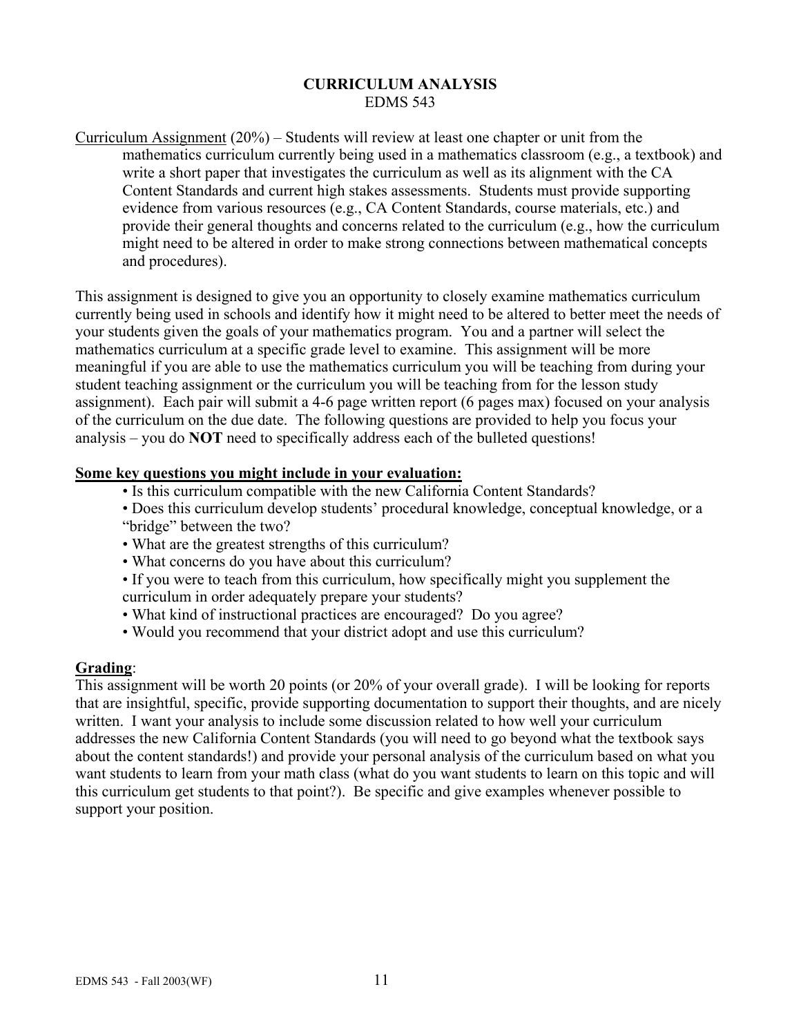# CURRICULUM ANALYSIS
EDMS 543

Curriculum Assignment (20%) – Students will review at least one chapter or unit from the mathematics curriculum currently being used in a mathematics classroom (e.g., a textbook) and write a short paper that investigates the curriculum as well as its alignment with the CA Content Standards and current high stakes assessments. Students must provide supporting evidence from various resources (e.g., CA Content Standards, course materials, etc.) and provide their general thoughts and concerns related to the curriculum (e.g., how the curriculum might need to be altered in order to make strong connections between mathematical concepts and procedures).

This assignment is designed to give you an opportunity to closely examine mathematics curriculum currently being used in schools and identify how it might need to be altered to better meet the needs of your students given the goals of your mathematics program. You and a partner will select the mathematics curriculum at a specific grade level to examine. This assignment will be more meaningful if you are able to use the mathematics curriculum you will be teaching from during your student teaching assignment or the curriculum you will be teaching from for the lesson study assignment). Each pair will submit a 4-6 page written report (6 pages max) focused on your analysis of the curriculum on the due date. The following questions are provided to help you focus your analysis – you do **NOT** need to specifically address each of the bulleted questions!

**Some key questions you might include in your evaluation:**

- Is this curriculum compatible with the new California Content Standards?
- Does this curriculum develop students' procedural knowledge, conceptual knowledge, or a "bridge" between the two?
- What are the greatest strengths of this curriculum?
- What concerns do you have about this curriculum?
- If you were to teach from this curriculum, how specifically might you supplement the curriculum in order adequately prepare your students?
- What kind of instructional practices are encouraged? Do you agree?
- Would you recommend that your district adopt and use this curriculum?

**Grading**:

This assignment will be worth 20 points (or 20% of your overall grade). I will be looking for reports that are insightful, specific, provide supporting documentation to support their thoughts, and are nicely written. I want your analysis to include some discussion related to how well your curriculum addresses the new California Content Standards (you will need to go beyond what the textbook says about the content standards!) and provide your personal analysis of the curriculum based on what you want students to learn from your math class (what do you want students to learn on this topic and will this curriculum get students to that point?). Be specific and give examples whenever possible to support your position.